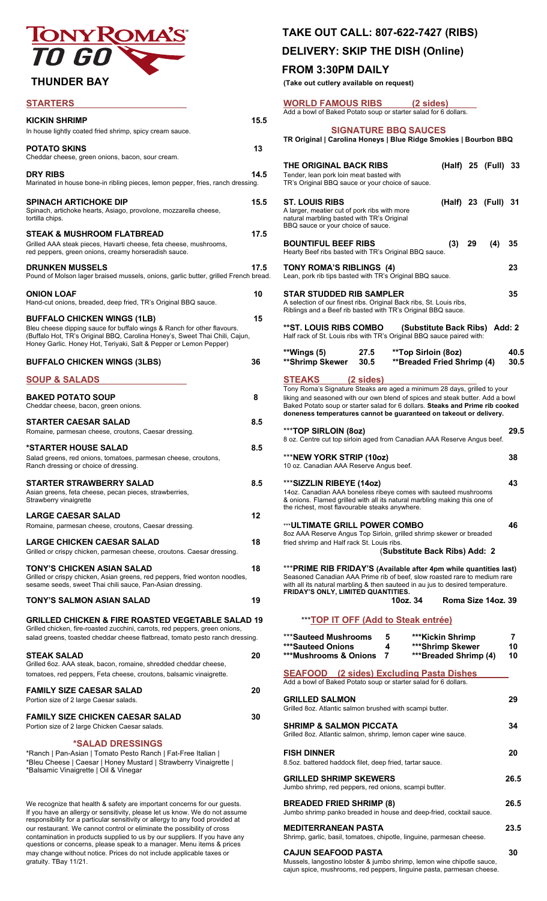# TONY ROMA'S TO GO

## THUNDER BAY

## STARTERS

**KICKIN SHRIMP** 15.5
In house lightly coated fried shrimp, spicy cream sauce.

**POTATO SKINS** 13
Cheddar cheese, green onions, bacon, sour cream.

**DRY RIBS** 14.5
Marinated in house bone-in ribling pieces, lemon pepper, fries, ranch dressing.

**SPINACH ARTICHOKE DIP** 15.5
Spinach, artichoke hearts, Asiago, provolone, mozzarella cheese, tortilla chips.

**STEAK & MUSHROOM FLATBREAD** 17.5
Grilled AAA steak pieces, Havarti cheese, feta cheese, mushrooms, red peppers, green onions, creamy horseradish sauce.

**DRUNKEN MUSSELS** 17.5
Pound of Molson lager braised mussels, onions, garlic butter, grilled French bread.

**ONION LOAF** 10
Hand-cut onions, breaded, deep fried, TR's Original BBQ sauce.

**BUFFALO CHICKEN WINGS (1LB)** 15
Bleu cheese dipping sauce for buffalo wings & Ranch for other flavours. (Buffalo Hot, TR's Original BBQ, Carolina Honey's, Sweet Thai Chili, Cajun, Honey Garlic. Honey Hot, Teriyaki, Salt & Pepper or Lemon Pepper)

**BUFFALO CHICKEN WINGS (3LBS)** 36

## SOUP & SALADS

**BAKED POTATO SOUP** 8
Cheddar cheese, bacon, green onions.

**STARTER CAESAR SALAD** 8.5
Romaine, parmesan cheese, croutons, Caesar dressing.

***STARTER HOUSE SALAD** 8.5
Salad greens, red onions, tomatoes, parmesan cheese, croutons, Ranch dressing or choice of dressing.

**STARTER STRAWBERRY SALAD** 8.5
Asian greens, feta cheese, pecan pieces, strawberries, Strawberry vinaigrette

**LARGE CAESAR SALAD** 12
Romaine, parmesan cheese, croutons, Caesar dressing.

**LARGE CHICKEN CAESAR SALAD** 18
Grilled or crispy chicken, parmesan cheese, croutons. Caesar dressing.

**TONY'S CHICKEN ASIAN SALAD** 18
Grilled or crispy chicken, Asian greens, red peppers, fried wonton noodles, sesame seeds, sweet Thai chili sauce, Pan-Asian dressing.

**TONY'S SALMON ASIAN SALAD** 19

**GRILLED CHICKEN & FIRE ROASTED VEGETABLE SALAD** 19
Grilled chicken, fire-roasted zucchini, carrots, red peppers, green onions, salad greens, toasted cheddar cheese flatbread, tomato pesto ranch dressing.

**STEAK SALAD** 20
Grilled 6oz. AAA steak, bacon, romaine, shredded cheddar cheese, tomatoes, red peppers, Feta cheese, croutons, balsamic vinaigrette.

**FAMILY SIZE CAESAR SALAD** 20
Portion size of 2 large Caesar salads.

**FAMILY SIZE CHICKEN CAESAR SALAD** 30
Portion size of 2 large Chicken Caesar salads.

### *SALAD DRESSINGS

*Ranch | Pan-Asian | Tomato Pesto Ranch | Fat-Free Italian | *Bleu Cheese | Caesar | Honey Mustard | Strawberry Vinaigrette | *Balsamic Vinaigrette | Oil & Vinegar

We recognize that health & safety are important concerns for our guests. If you have an allergy or sensitivity, please let us know. We do not assume responsibility for a particular sensitivity or allergy to any food provided at our restaurant. We cannot control or eliminate the possibility of cross contamination in products supplied to us by our suppliers. If you have any questions or concerns, please speak to a manager. Menu items & prices may change without notice. Prices do not include applicable taxes or gratuity. TBay 11/21.

# TAKE OUT CALL: 807-622-7427 (RIBS)

# DELIVERY: SKIP THE DISH (Online)

## FROM 3:30PM DAILY

(Take out cutlery available on request)

## WORLD FAMOUS RIBS (2 sides)

Add a bowl of Baked Potato soup or starter salad for 6 dollars.

### SIGNATURE BBQ SAUCES

TR Original | Carolina Honeys | Blue Ridge Smokies | Bourbon BBQ

**THE ORIGINAL BACK RIBS** (Half) 25 (Full) 33
Tender, lean pork loin meat basted with TR's Original BBQ sauce or your choice of sauce.

**ST. LOUIS RIBS** (Half) 23 (Full) 31
A larger, meatier cut of pork ribs with more natural marbling basted with TR's Original BBQ sauce or your choice of sauce.

**BOUNTIFUL BEEF RIBS** (3) 29 (4) 35
Hearty Beef ribs basted with TR's Original BBQ sauce.

**TONY ROMA'S RIBLINGS (4)** 23
Lean, pork rib tips basted with TR's Original BBQ sauce.

**STAR STUDDED RIB SAMPLER** 35
A selection of our finest ribs. Original Back ribs, St. Louis ribs, Riblings and a Beef rib basted with TR's Original BBQ sauce.

****ST. LOUIS RIBS COMBO** (Substitute Back Ribs) Add: 2
Half rack of St. Louis ribs with TR's Original BBQ sauce paired with:

| | | | |
|---|---|---|---|
| **Wings (5) | 27.5 | **Top Sirloin (8oz) | 40.5 |
| **Shrimp Skewer | 30.5 | **Breaded Fried Shrimp (4) | 30.5 |

## STEAKS (2 sides)

Tony Roma's Signature Steaks are aged a minimum 28 days, grilled to your liking and seasoned with our own blend of spices and steak butter. Add a bowl Baked Potato soup or starter salad for 6 dollars. **Steaks and Prime rib cooked doneness temperatures cannot be guaranteed on takeout or delivery.**

*****TOP SIRLOIN (8oz)** 29.5
8 oz. Centre cut top sirloin aged from Canadian AAA Reserve Angus beef.

*****NEW YORK STRIP (10oz)** 38
10 oz. Canadian AAA Reserve Angus beef.

*****SIZZLIN RIBEYE (14oz)** 43
14oz. Canadian AAA boneless ribeye comes with sauteed mushrooms & onions. Flamed grilled with all its natural marbling making this one of the richest, most flavourable steaks anywhere.

*****ULTIMATE GRILL POWER COMBO** 46
8oz AAA Reserve Angus Top Sirloin, grilled shrimp skewer or breaded fried shrimp and Half rack St. Louis ribs.
(**Substitute Back Ribs) Add: 2**

*****PRIME RIB FRIDAY'S (Available after 4pm while quantities last)**
Seasoned Canadian AAA Prime rib of beef, slow roasted rare to medium rare with all its natural marbling & then sauteed in au jus to desired temperature.
**FRIDAY'S ONLY, LIMITED QUANTITIES.**
**10oz. 34 Roma Size 14oz. 39**

### ***TOP IT OFF (Add to Steak entrée)

| | | | |
|---|---|---|---|
| ***Sauteed Mushrooms | 5 | ***Kickin Shrimp | 7 |
| ***Sauteed Onions | 4 | ***Shrimp Skewer | 10 |
| ***Mushrooms & Onions | 7 | ***Breaded Shrimp (4) | 10 |

## SEAFOOD (2 sides) Excluding Pasta Dishes

Add a bowl of Baked Potato soup or starter salad for 6 dollars.

**GRILLED SALMON** 29
Grilled 8oz. Atlantic salmon brushed with scampi butter.

**SHRIMP & SALMON PICCATA** 34
Grilled 8oz. Atlantic salmon, shrimp, lemon caper wine sauce.

**FISH DINNER** 20
8.5oz. battered haddock filet, deep fried, tartar sauce.

**GRILLED SHRIMP SKEWERS** 26.5
Jumbo shrimp, red peppers, red onions, scampi butter.

**BREADED FRIED SHRIMP (8)** 26.5
Jumbo shrimp panko breaded in house and deep-fried, cocktail sauce.

**MEDITERRANEAN PASTA** 23.5
Shrimp, garlic, basil, tomatoes, chipotle, linguine, parmesan cheese.

**CAJUN SEAFOOD PASTA** 30
Mussels, langostino lobster & jumbo shrimp, lemon wine chipotle sauce, cajun spice, mushrooms, red peppers, linguine pasta, parmesan cheese.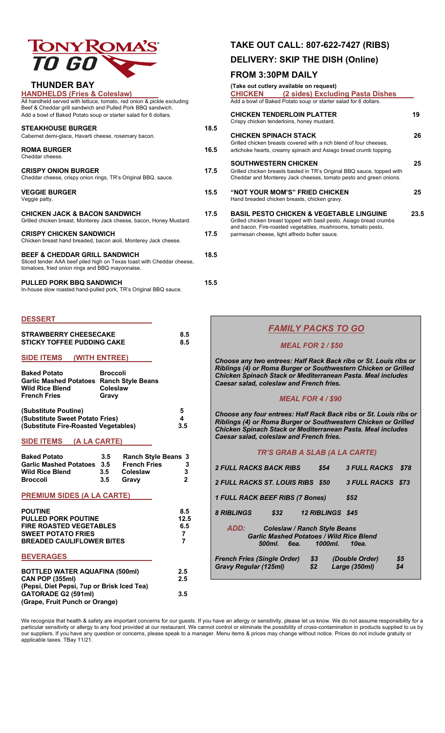# TONY ROMA'S TO GO

## THUNDER BAY

# TAKE OUT CALL: 807-622-7427 (RIBS)

# DELIVERY: SKIP THE DISH (Online)

# FROM 3:30PM DAILY

(Take out cutlery available on request)

## HANDHELDS (Fries & Coleslaw)

All handheld served with lettuce, tomato, red onion & pickle excluding Beef & Cheddar grill sandwich and Pulled Pork BBQ sandwich.
Add a bowl of Baked Potato soup or starter salad for 6 dollars.

**STEAKHOUSE BURGER** — 18.5
Cabernet demi-glace, Havarti cheese, rosemary bacon.

**ROMA BURGER** — 16.5
Cheddar cheese.

**CRISPY ONION BURGER** — 17.5
Cheddar cheese, crispy onion rings, TR's Original BBQ. sauce.

**VEGGIE BURGER** — 15.5
Veggie patty.

**CHICKEN JACK & BACON SANDWICH** — 17.5
Grilled chicken breast, Monterey Jack cheese, bacon, Honey Mustard.

**CRISPY CHICKEN SANDWICH** — 17.5
Chicken breast hand breaded, bacon aioli, Monterey Jack cheese.

**BEEF & CHEDDAR GRILL SANDWICH** — 18.5
Sliced tender AAA beef piled high on Texas toast with Cheddar cheese, tomatoes, fried onion rings and BBQ mayonnaise.

**PULLED PORK BBQ SANDWICH** — 15.5
In-house slow roasted hand-pulled pork, TR's Original BBQ sauce.

## CHICKEN (2 sides) Excluding Pasta Dishes

Add a bowl of Baked Potato soup or starter salad for 6 dollars.

**CHICKEN TENDERLOIN PLATTER** — 19
Crispy chicken tenderloins, honey mustard.

**CHICKEN SPINACH STACK** — 26
Grilled chicken breasts covered with a rich blend of four cheeses, artichoke hearts, creamy spinach and Asiago bread crumb topping.

**SOUTHWESTERN CHICKEN** — 25
Grilled chicken breasts basted in TR's Original BBQ sauce, topped with Cheddar and Monterey Jack cheeses, tomato pesto and green onions.

**"NOT YOUR MOM'S" FRIED CHICKEN** — 25
Hand breaded chicken breasts, chicken gravy.

**BASIL PESTO CHICKEN & VEGETABLE LINGUINE** — 23.5
Grilled chicken breast topped with basil pesto, Asiago bread crumbs and bacon. Fire-roasted vegetables, mushrooms, tomato pesto, parmesan cheese, light alfredo butter sauce.

## DESSERT

| | |
|---|---|
| **STRAWBERRY CHEESECAKE** | 8.5 |
| **STICKY TOFFEE PUDDING CAKE** | 8.5 |

## SIDE ITEMS (WITH ENTREE)

| | |
|---|---|
| **Baked Potato** | **Broccoli** |
| **Garlic Mashed Potatoes** | **Ranch Style Beans** |
| **Wild Rice Blend** | **Coleslaw** |
| **French Fries** | **Gravy** |

| | |
|---|---|
| **(Substitute Poutine)** | 5 |
| **(Substitute Sweet Potato Fries)** | 4 |
| **(Substitute Fire-Roasted Vegetables)** | 3.5 |

## SIDE ITEMS (A LA CARTE)

| | | | |
|---|---|---|---|
| **Baked Potato** | 3.5 | **Ranch Style Beans** | 3 |
| **Garlic Mashed Potatoes** | 3.5 | **French Fries** | 3 |
| **Wild Rice Blend** | 3.5 | **Coleslaw** | 3 |
| **Broccoli** | 3.5 | **Gravy** | 2 |

## PREMIUM SIDES (A LA CARTE)

| | |
|---|---|
| **POUTINE** | 8.5 |
| **PULLED PORK POUTINE** | 12.5 |
| **FIRE ROASTED VEGETABLES** | 6.5 |
| **SWEET POTATO FRIES** | 7 |
| **BREADED CAULIFLOWER BITES** | 7 |

## BEVERAGES

| | |
|---|---|
| **BOTTLED WATER AQUAFINA (500ml)** | 2.5 |
| **CAN POP (355ml)** (Pepsi, Diet Pepsi, 7up or Brisk Iced Tea) | 2.5 |
| **GATORADE G2 (591ml)** (Grape, Fruit Punch or Orange) | 3.5 |

## *FAMILY PACKS TO GO*

### *MEAL FOR 2 / $50*

***Choose any two entrees: Half Rack Back ribs or St. Louis ribs or Riblings (4) or Roma Burger or Southwestern Chicken or Grilled Chicken Spinach Stack or Mediterranean Pasta. Meal includes Caesar salad, coleslaw and French fries.***

### *MEAL FOR 4 / $90*

***Choose any four entrees: Half Rack Back ribs or St. Louis ribs or Riblings (4) or Roma Burger or Southwestern Chicken or Grilled Chicken Spinach Stack or Mediterranean Pasta. Meal includes Caesar salad, coleslaw and French fries.***

### *TR'S GRAB A SLAB (A LA CARTE)*

| | | | |
|---|---|---|---|
| *2 FULL RACKS BACK RIBS* | *$54* | *3 FULL RACKS* | *$78* |
| *2 FULL RACKS ST. LOUIS RIBS* | *$50* | *3 FULL RACKS* | *$73* |
| *1 FULL RACK BEEF RIBS (7 Bones)* | *$52* | | |
| *8 RIBLINGS* | *$32* | *12 RIBLINGS* | *$45* |

*ADD: Coleslaw / Ranch Style Beans*
*Garlic Mashed Potatoes / Wild Rice Blend*
*500ml. 6ea. 1000ml. 10ea.*

| | | | |
|---|---|---|---|
| *French Fries (Single Order)* | *$3* | *(Double Order)* | *$5* |
| *Gravy Regular (125ml)* | *$2* | *Large (350ml)* | *$4* |

We recognize that health & safety are important concerns for our guests. If you have an allergy or sensitivity, please let us know. We do not assume responsibility for a particular sensitivity or allergy to any food provided at our restaurant. We cannot control or eliminate the possibility of cross-contamination in products supplied to us by our suppliers. If you have any question or concerns, please speak to a manager. Menu items & prices may change without notice. Prices do not include gratuity or applicable taxes. TBay 11/21.